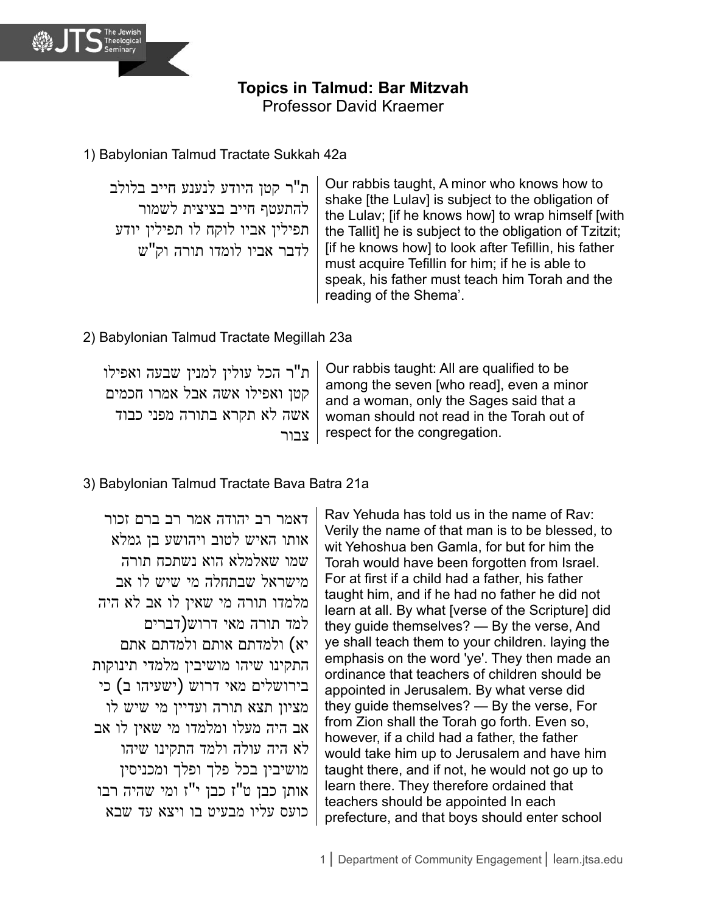**Topics in Talmud: Bar Mitzvah**
Professor David Kraemer

1) Babylonian Talmud Tractate Sukkah 42a

| | |
|---|---|
| ת"ר קטן היודע לנענע חייב בלולב להתעטף חייב בציצית לשמור תפילין אביו לוקח לו תפילין יודע לדבר אביו לומדו תורה וק"ש | Our rabbis taught, A minor who knows how to shake [the Lulav] is subject to the obligation of the Lulav; [if he knows how] to wrap himself [with the Tallit] he is subject to the obligation of Tzitzit; [if he knows how] to look after Tefillin, his father must acquire Tefillin for him; if he is able to speak, his father must teach him Torah and the reading of the Shema'. |

2) Babylonian Talmud Tractate Megillah 23a

| | |
|---|---|
| ת"ר הכל עולין למנין שבעה ואפילו קטן ואפילו אשה אבל אמרו חכמים אשה לא תקרא בתורה מפני כבוד צבור | Our rabbis taught: All are qualified to be among the seven [who read], even a minor and a woman, only the Sages said that a woman should not read in the Torah out of respect for the congregation. |

3) Babylonian Talmud Tractate Bava Batra 21a

| | |
|---|---|
| דאמר רב יהודה אמר רב ברם זכור אותו האיש לטוב ויהושע בן גמלא שמו שאלמלא הוא נשתכח תורה מישראל שבתחלה מי שיש לו אב מלמדו תורה מי שאין לו אב לא היה למד תורה מאי דרוש(דברים יא) ולמדתם אותם ולמדתם אתם התקינו שיהו מושיבין מלמדי תינוקות בירושלים מאי דרוש (ישעיהו ב) כי מציון תצא תורה ועדיין מי שיש לו אב היה מעלו ומלמדו מי שאין לו אב לא היה עולה ולמד התקינו שיהו מושיבין בכל פלך ופלך ומכניסין אותן כבן ט"ז כבן י"ז ומי שהיה רבו כועס עליו מבעיט בו ויצא עד שבא | Rav Yehuda has told us in the name of Rav: Verily the name of that man is to be blessed, to wit Yehoshua ben Gamla, for but for him the Torah would have been forgotten from Israel. For at first if a child had a father, his father taught him, and if he had no father he did not learn at all. By what [verse of the Scripture] did they guide themselves? — By the verse, And ye shall teach them to your children. laying the emphasis on the word 'ye'. They then made an ordinance that teachers of children should be appointed in Jerusalem. By what verse did they guide themselves? — By the verse, For from Zion shall the Torah go forth. Even so, however, if a child had a father, the father would take him up to Jerusalem and have him taught there, and if not, he would not go up to learn there. They therefore ordained that teachers should be appointed In each prefecture, and that boys should enter school |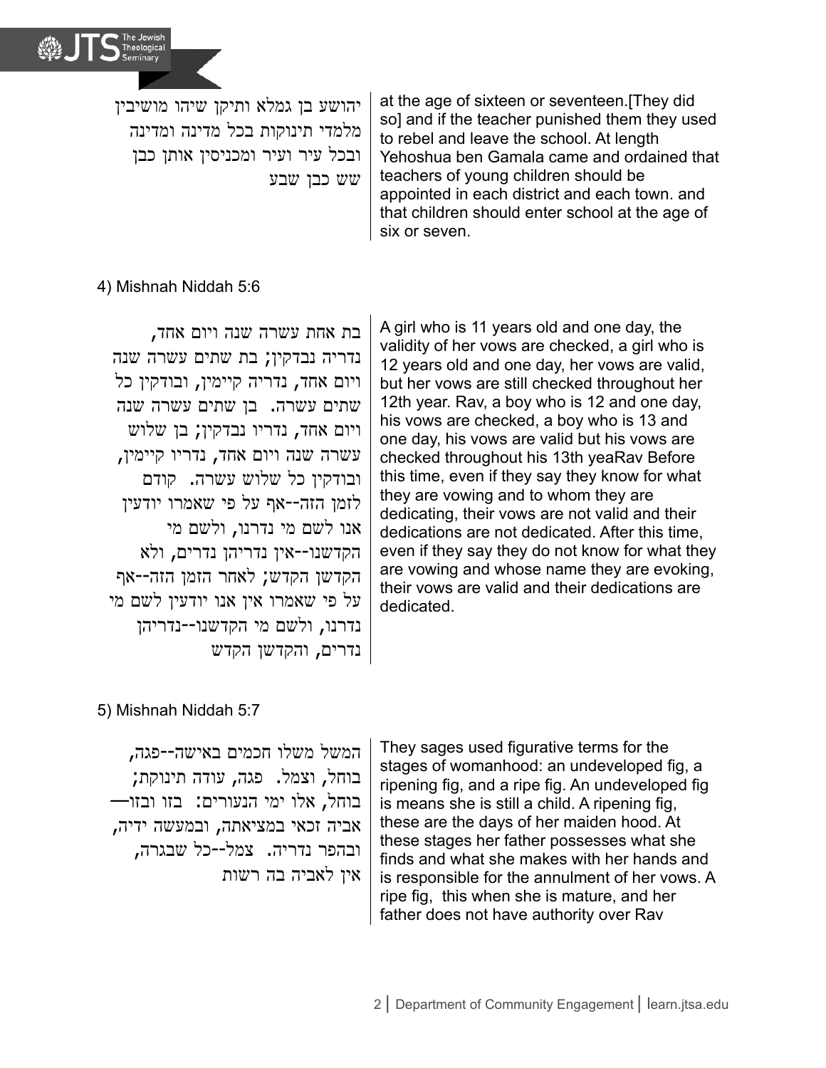יהושע בן גמלא ותיקן שיהו מושיבין מלמדי תינוקות בכל מדינה ומדינה ובכל עיר ועיר ומכניסין אותן כבן שש כבן שבע

at the age of sixteen or seventeen.[They did so] and if the teacher punished them they used to rebel and leave the school. At length Yehoshua ben Gamala came and ordained that teachers of young children should be appointed in each district and each town. and that children should enter school at the age of six or seven.

4) Mishnah Niddah 5:6

בת אחת עשרה שנה ויום אחד, נדריה נבדקין; בת שתים עשרה שנה ויום אחד, נדריה קיימין, ובודקין כל שתים עשרה. בן שתים עשרה שנה ויום אחד, נדריו נבדקין; בן שלוש עשרה שנה ויום אחד, נדריו קיימין, ובודקין כל שלוש עשרה. קודם לזמן הזה--אף על פי שאמרו יודעין אנו לשם מי נדרנו, ולשם מי הקדשנו--אין נדריהן נדרים, ולא הקדשן הקדש; לאחר הזמן הזה--אף על פי שאמרו אין אנו יודעין לשם מי נדרנו, ולשם מי הקדשנו--נדריהן נדרים, והקדשן הקדש

A girl who is 11 years old and one day, the validity of her vows are checked, a girl who is 12 years old and one day, her vows are valid, but her vows are still checked throughout her 12th year. Rav, a boy who is 12 and one day, his vows are checked, a boy who is 13 and one day, his vows are valid but his vows are checked throughout his 13th yeaRav Before this time, even if they say they know for what they are vowing and to whom they are dedicating, their vows are not valid and their dedications are not dedicated. After this time, even if they say they do not know for what they are vowing and whose name they are evoking, their vows are valid and their dedications are dedicated.

5) Mishnah Niddah 5:7

המשל משלו חכמים באישה--פגה, בוחל, וצמל. פגה, עודה תינוקת; בוחל, אלו ימי הנעורים: בזו ובזו— אביה זכאי במציאתה, ובמעשה ידיה, ובהפר נדריה. צמל--כל שבגרה, אין לאביה בה רשות

They sages used figurative terms for the stages of womanhood: an undeveloped fig, a ripening fig, and a ripe fig. An undeveloped fig is means she is still a child. A ripening fig, these are the days of her maiden hood. At these stages her father possesses what she finds and what she makes with her hands and is responsible for the annulment of her vows. A ripe fig, this when she is mature, and her father does not have authority over Rav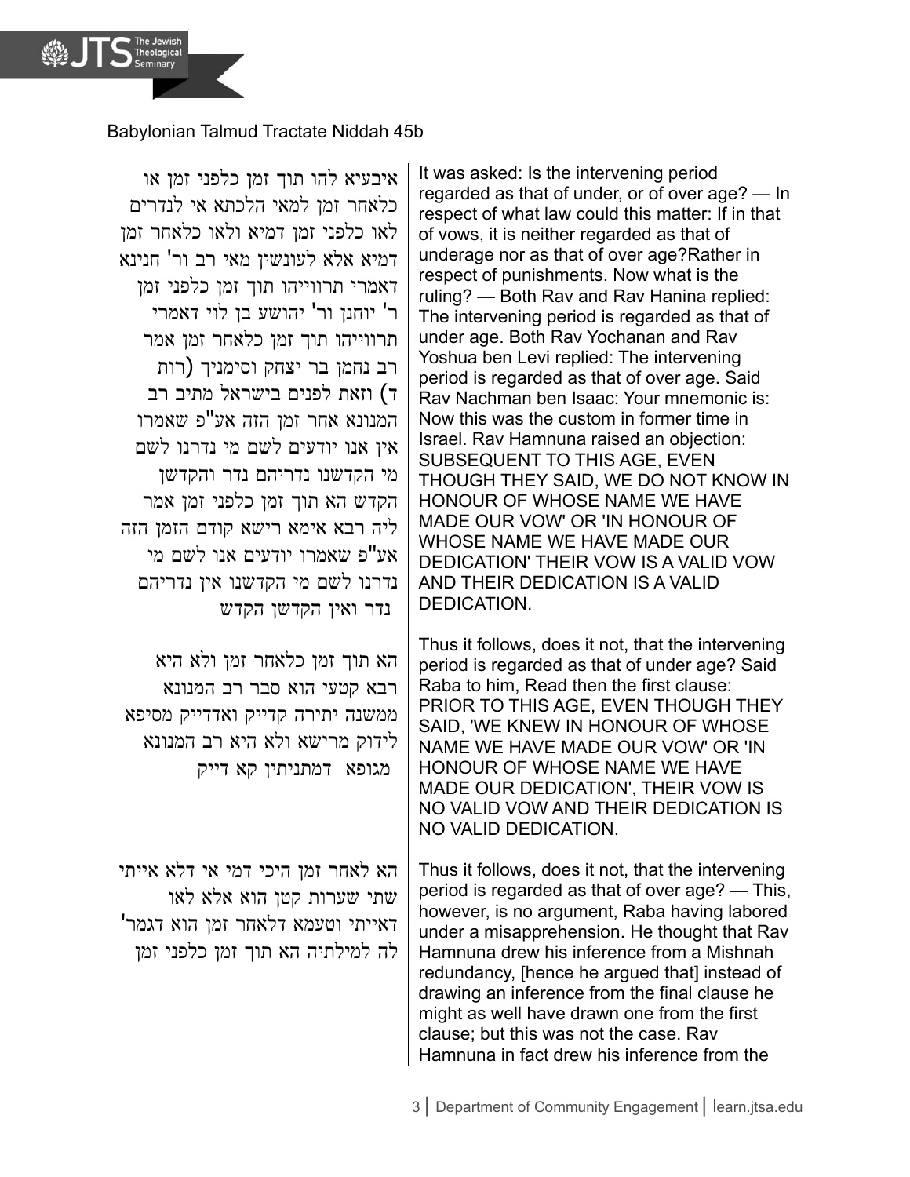Babylonian Talmud Tractate Niddah 45b

איבעיא להו תוך זמן כלפני זמן או כלאחר זמן למאי הלכתא אי לנדרים לאו כלפני זמן דמיא ולאו כלאחר זמן דמיא אלא לעונשין מאי רב ור' חנינא דאמרי תרווייהו תוך זמן כלפני זמן ר' יוחנן ור' יהושע בן לוי דאמרי תרווייהו תוך זמן כלאחר זמן אמר רב נחמן בר יצחק וסימניך (רות ד) וזאת לפנים בישראל מתיב רב המנונא אחר זמן הזה אע"פ שאמרו אין אנו יודעים לשם מי נדרנו לשם מי הקדשנו נדריהם נדר והקדשן הקדש הא תוך זמן כלפני זמן אמר ליה רבא אימא רישא קודם הזמן הזה אע"פ שאמרו יודעים אנו לשם מי נדרנו לשם מי הקדשנו אין נדריהם נדר ואין הקדשן הקדש

It was asked: Is the intervening period regarded as that of under, or of over age? — In respect of what law could this matter: If in that of vows, it is neither regarded as that of underage nor as that of over age?Rather in respect of punishments. Now what is the ruling? — Both Rav and Rav Hanina replied: The intervening period is regarded as that of under age. Both Rav Yochanan and Rav Yoshua ben Levi replied: The intervening period is regarded as that of over age. Said Rav Nachman ben Isaac: Your mnemonic is: Now this was the custom in former time in Israel. Rav Hamnuna raised an objection: SUBSEQUENT TO THIS AGE, EVEN THOUGH THEY SAID, WE DO NOT KNOW IN HONOUR OF WHOSE NAME WE HAVE MADE OUR VOW' OR 'IN HONOUR OF WHOSE NAME WE HAVE MADE OUR DEDICATION' THEIR VOW IS A VALID VOW AND THEIR DEDICATION IS A VALID DEDICATION.

הא תוך זמן כלאחר זמן ולא היא רבא קטעי הוא סבר רב המנונא ממשנה יתירה קדייק ואדדייק מסיפא לידוק מרישא ולא היא רב המנונא מגופא דמתניתין קא דייק

Thus it follows, does it not, that the intervening period is regarded as that of under age? Said Raba to him, Read then the first clause: PRIOR TO THIS AGE, EVEN THOUGH THEY SAID, 'WE KNEW IN HONOUR OF WHOSE NAME WE HAVE MADE OUR VOW' OR 'IN HONOUR OF WHOSE NAME WE HAVE MADE OUR DEDICATION', THEIR VOW IS NO VALID VOW AND THEIR DEDICATION IS NO VALID DEDICATION.

הא לאחר זמן היכי דמי אי דלא איתי שתי שערות קטן הוא אלא לאו דאיתי וטעמא דלאחר זמן הוא דגמר' לה למילתיה הא תוך זמן כלפני זמן

Thus it follows, does it not, that the intervening period is regarded as that of over age? — This, however, is no argument, Raba having labored under a misapprehension. He thought that Rav Hamnuna drew his inference from a Mishnah redundancy, [hence he argued that] instead of drawing an inference from the final clause he might as well have drawn one from the first clause; but this was not the case. Rav Hamnuna in fact drew his inference from the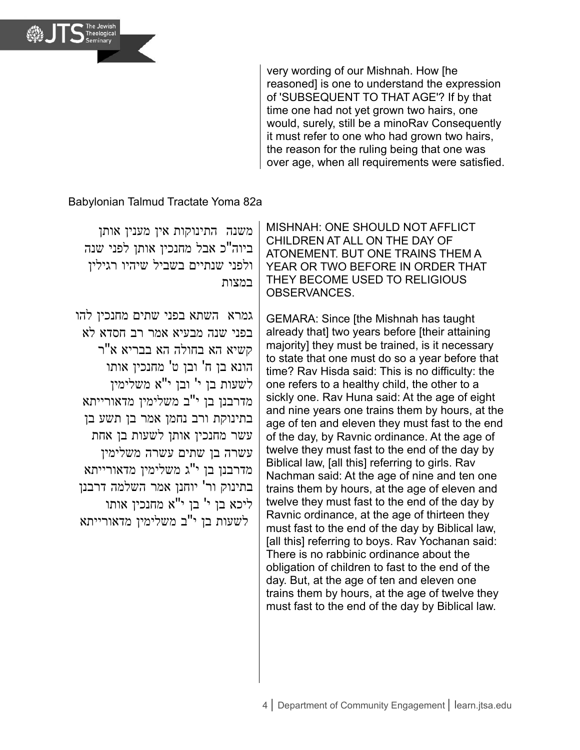very wording of our Mishnah. How [he reasoned] is one to understand the expression of 'SUBSEQUENT TO THAT AGE'? If by that time one had not yet grown two hairs, one would, surely, still be a minoRav Consequently it must refer to one who had grown two hairs, the reason for the ruling being that one was over age, when all requirements were satisfied.

Babylonian Talmud Tractate Yoma 82a

| | |
|---|---|
| משנה  התינוקות אין מענין אותן ביוה"כ אבל מחנכין אותן לפני שנה ולפני שנתיים בשביל שיהיו רגילין במצות | MISHNAH: ONE SHOULD NOT AFFLICT CHILDREN AT ALL ON THE DAY OF ATONEMENT. BUT ONE TRAINS THEM A YEAR OR TWO BEFORE IN ORDER THAT THEY BECOME USED TO RELIGIOUS OBSERVANCES. |
| גמרא  השתא בפני שתים מחנכין להו בפני שנה מבעיא אמר רב חסדא לא קשיא הא בחולה הא בבריא א"ר הונא בן ח' ובן ט' מחנכין אותו לשעות בן י' ובן י"א משלימין מדרבנן בן י"ב משלימין מדאורייתא בתינוקת ורב נחמן אמר בן תשע בן עשר מחנכין אותן לשעות בן אחת עשרה בן שתים עשרה משלימין מדרבנן בן י"ג משלימין מדאורייתא בתינוק ור' יוחנן אמר השלמה דרבנן ליכא בן י' בן י"א מחנכין אותו לשעות בן י"ב משלימין מדאורייתא | GEMARA: Since [the Mishnah has taught already that] two years before [their attaining majority] they must be trained, is it necessary to state that one must do so a year before that time? Rav Hisda said: This is no difficulty: the one refers to a healthy child, the other to a sickly one. Rav Huna said: At the age of eight and nine years one trains them by hours, at the age of ten and eleven they must fast to the end of the day, by Ravnic ordinance. At the age of twelve they must fast to the end of the day by Biblical law, [all this] referring to girls. Rav Nachman said: At the age of nine and ten one trains them by hours, at the age of eleven and twelve they must fast to the end of the day by Ravnic ordinance, at the age of thirteen they must fast to the end of the day by Biblical law, [all this] referring to boys. Rav Yochanan said: There is no rabbinic ordinance about the obligation of children to fast to the end of the day. But, at the age of ten and eleven one trains them by hours, at the age of twelve they must fast to the end of the day by Biblical law. |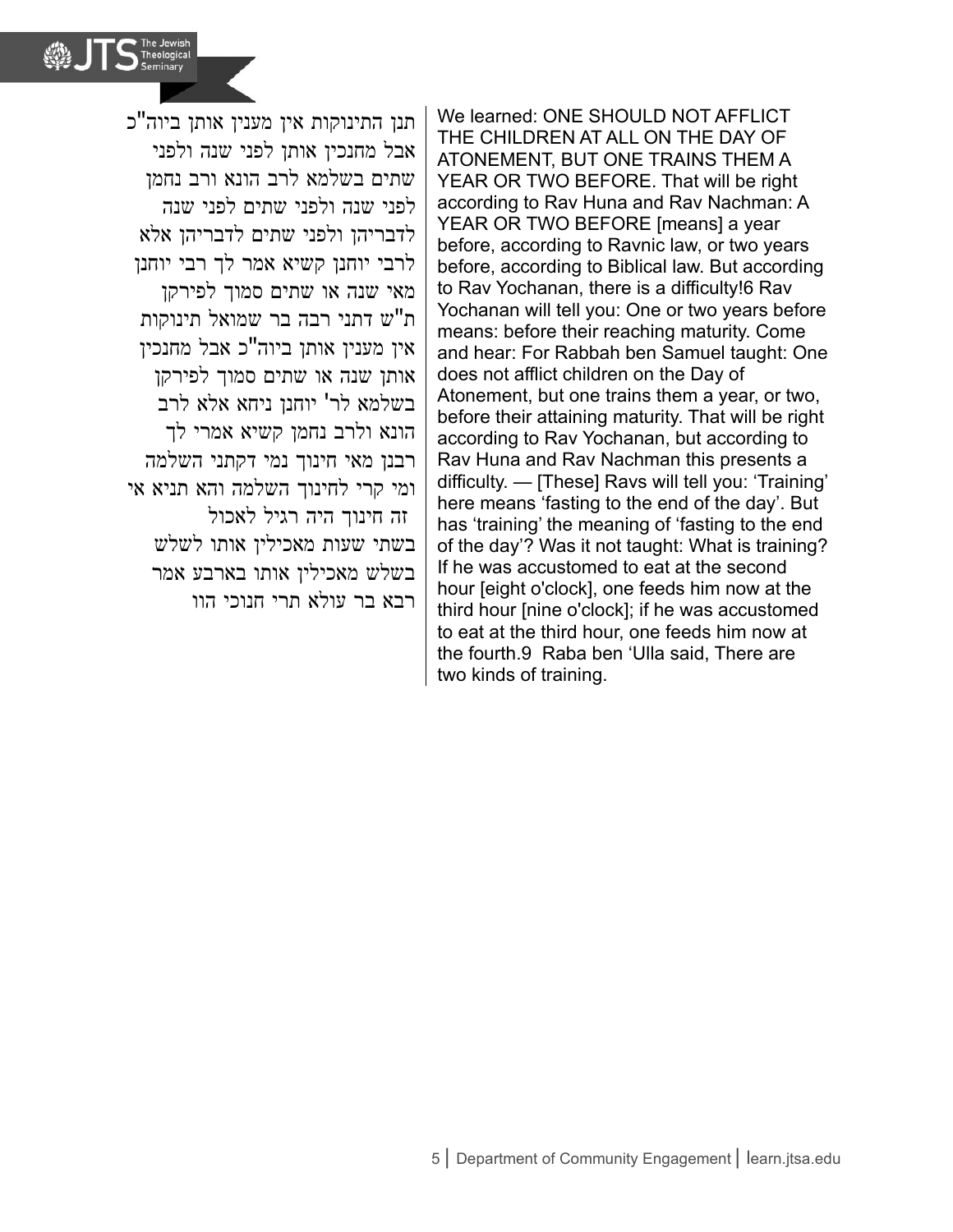תנן התינוקות אין מענין אותן ביוה"כ אבל מחנכין אותן לפני שנה ולפני שתים בשלמא לרב הונא ורב נחמן לפני שנה ולפני שתים לפני שנה לדבריהן ולפני שתים לדבריהן אלא לרבי יוחנן קשיא אמר לך רבי יוחנן מאי שנה או שתים סמוך לפירקן ת"ש דתני רבה בר שמואל תינוקות אין מענין אותן ביוה"כ אבל מחנכין אותן שנה או שתים סמוך לפירקן בשלמא לר' יוחנן ניחא אלא לרב הונא ולרב נחמן קשיא אמרי לך רבנן מאי חינוך נמי דקתני השלמה ומי קרי לחינוך השלמה והא תניא אי זה חינוך היה רגיל לאכול בשתי שעות מאכילין אותו לשלש בשלש מאכילין אותו בארבע אמר רבא בר עולא תרי חנוכי הוו

We learned: ONE SHOULD NOT AFFLICT THE CHILDREN AT ALL ON THE DAY OF ATONEMENT, BUT ONE TRAINS THEM A YEAR OR TWO BEFORE. That will be right according to Rav Huna and Rav Nachman: A YEAR OR TWO BEFORE [means] a year before, according to Ravnic law, or two years before, according to Biblical law. But according to Rav Yochanan, there is a difficulty![6] Rav Yochanan will tell you: One or two years before means: before their reaching maturity. Come and hear: For Rabbah ben Samuel taught: One does not afflict children on the Day of Atonement, but one trains them a year, or two, before their attaining maturity. That will be right according to Rav Yochanan, but according to Rav Huna and Rav Nachman this presents a difficulty. — [These] Ravs will tell you: 'Training' here means 'fasting to the end of the day'. But has 'training' the meaning of 'fasting to the end of the day'? Was it not taught: What is training? If he was accustomed to eat at the second hour [eight o'clock], one feeds him now at the third hour [nine o'clock]; if he was accustomed to eat at the third hour, one feeds him now at the fourth.[9] Raba ben 'Ulla said, There are two kinds of training.